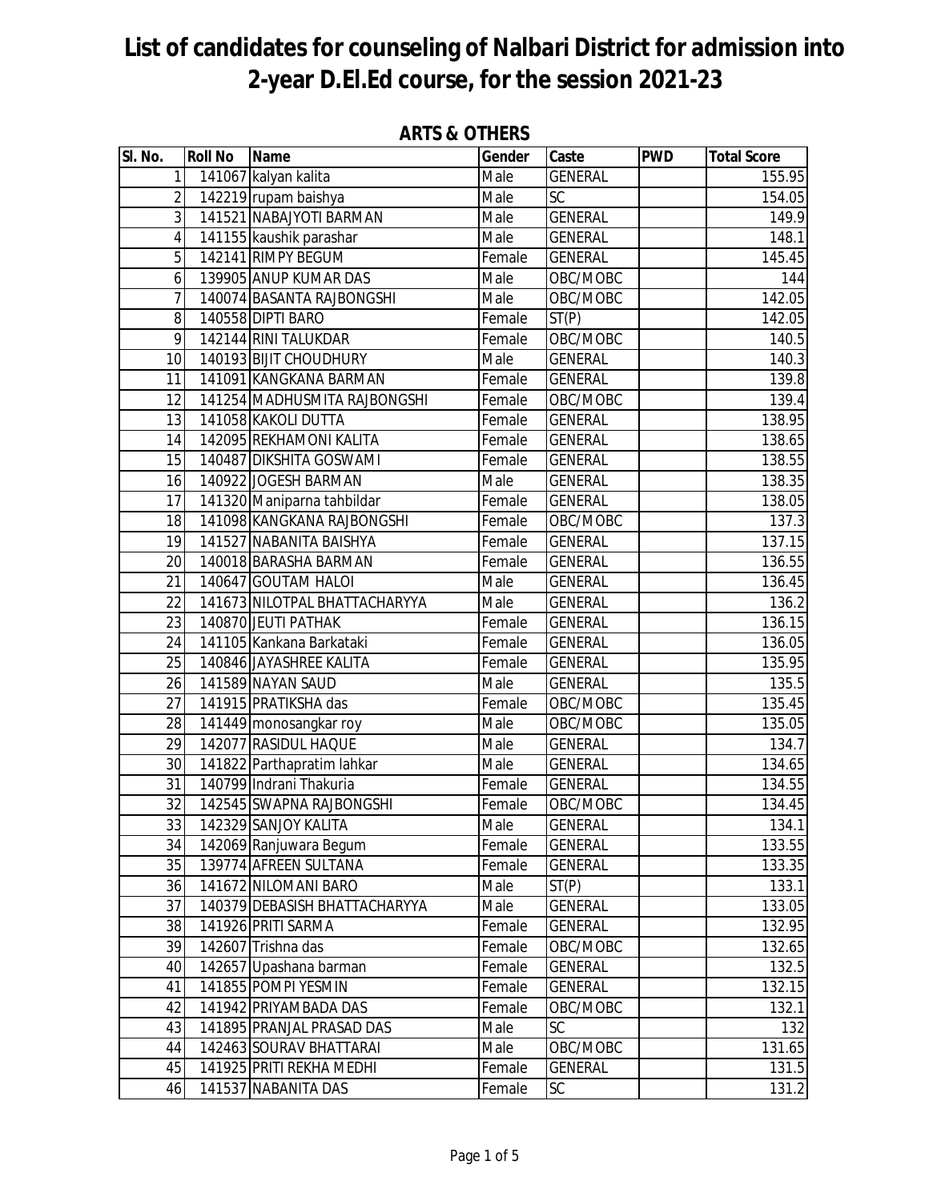# List of candidates for counseling of Nalbari District for admission into 2-year D.El.Ed course, for the session 2021-23

## ARTS & OTHERS

| Sl. No. | Roll No | Name | Gender | Caste | PWD | Total Score |
|---|---|---|---|---|---|---|
| 1 | 141067 | kalyan kalita | Male | GENERAL | | 155.95 |
| 2 | 142219 | rupam baishya | Male | SC | | 154.05 |
| 3 | 141521 | NABAJYOTI BARMAN | Male | GENERAL | | 149.9 |
| 4 | 141155 | kaushik parashar | Male | GENERAL | | 148.1 |
| 5 | 142141 | RIMPY BEGUM | Female | GENERAL | | 145.45 |
| 6 | 139905 | ANUP KUMAR DAS | Male | OBC/MOBC | | 144 |
| 7 | 140074 | BASANTA RAJBONGSHI | Male | OBC/MOBC | | 142.05 |
| 8 | 140558 | DIPTI BARO | Female | ST(P) | | 142.05 |
| 9 | 142144 | RINI TALUKDAR | Female | OBC/MOBC | | 140.5 |
| 10 | 140193 | BIJIT CHOUDHURY | Male | GENERAL | | 140.3 |
| 11 | 141091 | KANGKANA BARMAN | Female | GENERAL | | 139.8 |
| 12 | 141254 | MADHUSMITA RAJBONGSHI | Female | OBC/MOBC | | 139.4 |
| 13 | 141058 | KAKOLI DUTTA | Female | GENERAL | | 138.95 |
| 14 | 142095 | REKHAMONI KALITA | Female | GENERAL | | 138.65 |
| 15 | 140487 | DIKSHITA GOSWAMI | Female | GENERAL | | 138.55 |
| 16 | 140922 | JOGESH BARMAN | Male | GENERAL | | 138.35 |
| 17 | 141320 | Maniparna tahbildar | Female | GENERAL | | 138.05 |
| 18 | 141098 | KANGKANA RAJBONGSHI | Female | OBC/MOBC | | 137.3 |
| 19 | 141527 | NABANITA BAISHYA | Female | GENERAL | | 137.15 |
| 20 | 140018 | BARASHA BARMAN | Female | GENERAL | | 136.55 |
| 21 | 140647 | GOUTAM HALOI | Male | GENERAL | | 136.45 |
| 22 | 141673 | NILOTPAL BHATTACHARYYA | Male | GENERAL | | 136.2 |
| 23 | 140870 | JEUTI PATHAK | Female | GENERAL | | 136.15 |
| 24 | 141105 | Kankana Barkataki | Female | GENERAL | | 136.05 |
| 25 | 140846 | JAYASHREE KALITA | Female | GENERAL | | 135.95 |
| 26 | 141589 | NAYAN SAUD | Male | GENERAL | | 135.5 |
| 27 | 141915 | PRATIKSHA das | Female | OBC/MOBC | | 135.45 |
| 28 | 141449 | monosangkar roy | Male | OBC/MOBC | | 135.05 |
| 29 | 142077 | RASIDUL HAQUE | Male | GENERAL | | 134.7 |
| 30 | 141822 | Parthapratim lahkar | Male | GENERAL | | 134.65 |
| 31 | 140799 | Indrani Thakuria | Female | GENERAL | | 134.55 |
| 32 | 142545 | SWAPNA RAJBONGSHI | Female | OBC/MOBC | | 134.45 |
| 33 | 142329 | SANJOY KALITA | Male | GENERAL | | 134.1 |
| 34 | 142069 | Ranjuwara Begum | Female | GENERAL | | 133.55 |
| 35 | 139774 | AFREEN SULTANA | Female | GENERAL | | 133.35 |
| 36 | 141672 | NILOMANI BARO | Male | ST(P) | | 133.1 |
| 37 | 140379 | DEBASISH BHATTACHARYYA | Male | GENERAL | | 133.05 |
| 38 | 141926 | PRITI SARMA | Female | GENERAL | | 132.95 |
| 39 | 142607 | Trishna das | Female | OBC/MOBC | | 132.65 |
| 40 | 142657 | Upashana barman | Female | GENERAL | | 132.5 |
| 41 | 141855 | POMPI YESMIN | Female | GENERAL | | 132.15 |
| 42 | 141942 | PRIYAMBADA DAS | Female | OBC/MOBC | | 132.1 |
| 43 | 141895 | PRANJAL PRASAD DAS | Male | SC | | 132 |
| 44 | 142463 | SOURAV BHATTARAI | Male | OBC/MOBC | | 131.65 |
| 45 | 141925 | PRITI REKHA MEDHI | Female | GENERAL | | 131.5 |
| 46 | 141537 | NABANITA DAS | Female | SC | | 131.2 |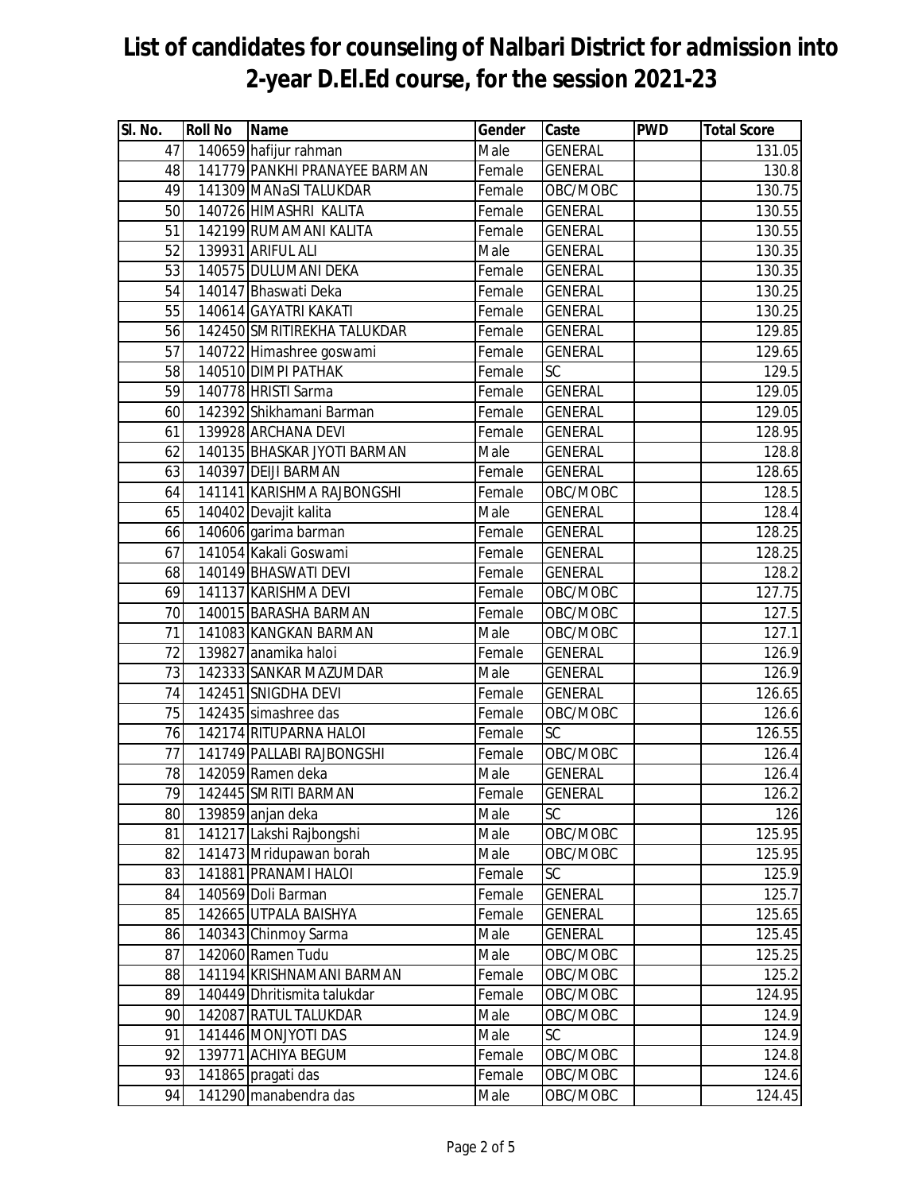# List of candidates for counseling of Nalbari District for admission into 2-year D.El.Ed course, for the session 2021-23

| Sl. No. | Roll No | Name | Gender | Caste | PWD | Total Score |
|---|---|---|---|---|---|---|
| 47 | 140659 | hafijur rahman | Male | GENERAL | | 131.05 |
| 48 | 141779 | PANKHI PRANAYEE BARMAN | Female | GENERAL | | 130.8 |
| 49 | 141309 | MANaSI TALUKDAR | Female | OBC/MOBC | | 130.75 |
| 50 | 140726 | HIMASHRI KALITA | Female | GENERAL | | 130.55 |
| 51 | 142199 | RUMAMANI KALITA | Female | GENERAL | | 130.55 |
| 52 | 139931 | ARIFUL ALI | Male | GENERAL | | 130.35 |
| 53 | 140575 | DULUMANI DEKA | Female | GENERAL | | 130.35 |
| 54 | 140147 | Bhaswati Deka | Female | GENERAL | | 130.25 |
| 55 | 140614 | GAYATRI KAKATI | Female | GENERAL | | 130.25 |
| 56 | 142450 | SMRITIREKHA TALUKDAR | Female | GENERAL | | 129.85 |
| 57 | 140722 | Himashree goswami | Female | GENERAL | | 129.65 |
| 58 | 140510 | DIMPI PATHAK | Female | SC | | 129.5 |
| 59 | 140778 | HRISTI Sarma | Female | GENERAL | | 129.05 |
| 60 | 142392 | Shikhamani Barman | Female | GENERAL | | 129.05 |
| 61 | 139928 | ARCHANA DEVI | Female | GENERAL | | 128.95 |
| 62 | 140135 | BHASKAR JYOTI BARMAN | Male | GENERAL | | 128.8 |
| 63 | 140397 | DEIJI BARMAN | Female | GENERAL | | 128.65 |
| 64 | 141141 | KARISHMA RAJBONGSHI | Female | OBC/MOBC | | 128.5 |
| 65 | 140402 | Devajit kalita | Male | GENERAL | | 128.4 |
| 66 | 140606 | garima barman | Female | GENERAL | | 128.25 |
| 67 | 141054 | Kakali Goswami | Female | GENERAL | | 128.25 |
| 68 | 140149 | BHASWATI DEVI | Female | GENERAL | | 128.2 |
| 69 | 141137 | KARISHMA DEVI | Female | OBC/MOBC | | 127.75 |
| 70 | 140015 | BARASHA BARMAN | Female | OBC/MOBC | | 127.5 |
| 71 | 141083 | KANGKAN BARMAN | Male | OBC/MOBC | | 127.1 |
| 72 | 139827 | anamika haloi | Female | GENERAL | | 126.9 |
| 73 | 142333 | SANKAR MAZUMDAR | Male | GENERAL | | 126.9 |
| 74 | 142451 | SNIGDHA DEVI | Female | GENERAL | | 126.65 |
| 75 | 142435 | simashree das | Female | OBC/MOBC | | 126.6 |
| 76 | 142174 | RITUPARNA HALOI | Female | SC | | 126.55 |
| 77 | 141749 | PALLABI RAJBONGSHI | Female | OBC/MOBC | | 126.4 |
| 78 | 142059 | Ramen deka | Male | GENERAL | | 126.4 |
| 79 | 142445 | SMRITI BARMAN | Female | GENERAL | | 126.2 |
| 80 | 139859 | anjan deka | Male | SC | | 126 |
| 81 | 141217 | Lakshi Rajbongshi | Male | OBC/MOBC | | 125.95 |
| 82 | 141473 | Mridupawan borah | Male | OBC/MOBC | | 125.95 |
| 83 | 141881 | PRANAMI HALOI | Female | SC | | 125.9 |
| 84 | 140569 | Doli Barman | Female | GENERAL | | 125.7 |
| 85 | 142665 | UTPALA BAISHYA | Female | GENERAL | | 125.65 |
| 86 | 140343 | Chinmoy Sarma | Male | GENERAL | | 125.45 |
| 87 | 142060 | Ramen Tudu | Male | OBC/MOBC | | 125.25 |
| 88 | 141194 | KRISHNAMANI BARMAN | Female | OBC/MOBC | | 125.2 |
| 89 | 140449 | Dhritismita talukdar | Female | OBC/MOBC | | 124.95 |
| 90 | 142087 | RATUL TALUKDAR | Male | OBC/MOBC | | 124.9 |
| 91 | 141446 | MONJYOTI DAS | Male | SC | | 124.9 |
| 92 | 139771 | ACHIYA BEGUM | Female | OBC/MOBC | | 124.8 |
| 93 | 141865 | pragati das | Female | OBC/MOBC | | 124.6 |
| 94 | 141290 | manabendra das | Male | OBC/MOBC | | 124.45 |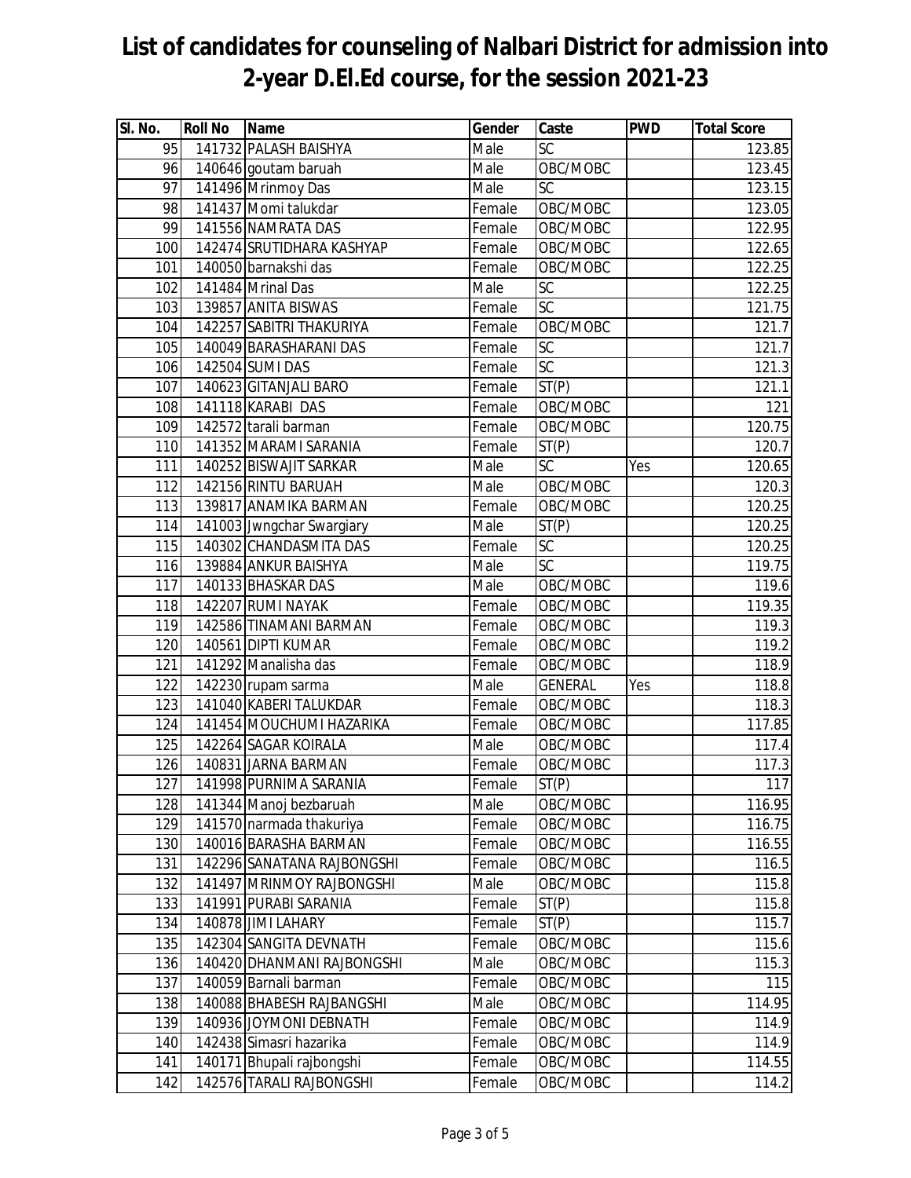# List of candidates for counseling of Nalbari District for admission into 2-year D.El.Ed course, for the session 2021-23

| Sl. No. | Roll No | Name | Gender | Caste | PWD | Total Score |
|---|---|---|---|---|---|---|
| 95 | 141732 | PALASH BAISHYA | Male | SC | | 123.85 |
| 96 | 140646 | goutam baruah | Male | OBC/MOBC | | 123.45 |
| 97 | 141496 | Mrinmoy Das | Male | SC | | 123.15 |
| 98 | 141437 | Momi talukdar | Female | OBC/MOBC | | 123.05 |
| 99 | 141556 | NAMRATA DAS | Female | OBC/MOBC | | 122.95 |
| 100 | 142474 | SRUTIDHARA KASHYAP | Female | OBC/MOBC | | 122.65 |
| 101 | 140050 | barnakshi das | Female | OBC/MOBC | | 122.25 |
| 102 | 141484 | Mrinal Das | Male | SC | | 122.25 |
| 103 | 139857 | ANITA BISWAS | Female | SC | | 121.75 |
| 104 | 142257 | SABITRI THAKURIYA | Female | OBC/MOBC | | 121.7 |
| 105 | 140049 | BARASHARANI DAS | Female | SC | | 121.7 |
| 106 | 142504 | SUMI DAS | Female | SC | | 121.3 |
| 107 | 140623 | GITANJALI BARO | Female | ST(P) | | 121.1 |
| 108 | 141118 | KARABI DAS | Female | OBC/MOBC | | 121 |
| 109 | 142572 | tarali barman | Female | OBC/MOBC | | 120.75 |
| 110 | 141352 | MARAMI SARANIA | Female | ST(P) | | 120.7 |
| 111 | 140252 | BISWAJIT SARKAR | Male | SC | Yes | 120.65 |
| 112 | 142156 | RINTU BARUAH | Male | OBC/MOBC | | 120.3 |
| 113 | 139817 | ANAMIKA BARMAN | Female | OBC/MOBC | | 120.25 |
| 114 | 141003 | Jwngchar Swargiary | Male | ST(P) | | 120.25 |
| 115 | 140302 | CHANDASMITA DAS | Female | SC | | 120.25 |
| 116 | 139884 | ANKUR BAISHYA | Male | SC | | 119.75 |
| 117 | 140133 | BHASKAR DAS | Male | OBC/MOBC | | 119.6 |
| 118 | 142207 | RUMI NAYAK | Female | OBC/MOBC | | 119.35 |
| 119 | 142586 | TINAMANI BARMAN | Female | OBC/MOBC | | 119.3 |
| 120 | 140561 | DIPTI KUMAR | Female | OBC/MOBC | | 119.2 |
| 121 | 141292 | Manalisha das | Female | OBC/MOBC | | 118.9 |
| 122 | 142230 | rupam sarma | Male | GENERAL | Yes | 118.8 |
| 123 | 141040 | KABERI TALUKDAR | Female | OBC/MOBC | | 118.3 |
| 124 | 141454 | MOUCHUMI HAZARIKA | Female | OBC/MOBC | | 117.85 |
| 125 | 142264 | SAGAR KOIRALA | Male | OBC/MOBC | | 117.4 |
| 126 | 140831 | JARNA BARMAN | Female | OBC/MOBC | | 117.3 |
| 127 | 141998 | PURNIMA SARANIA | Female | ST(P) | | 117 |
| 128 | 141344 | Manoj bezbaruah | Male | OBC/MOBC | | 116.95 |
| 129 | 141570 | narmada thakuriya | Female | OBC/MOBC | | 116.75 |
| 130 | 140016 | BARASHA BARMAN | Female | OBC/MOBC | | 116.55 |
| 131 | 142296 | SANATANA RAJBONGSHI | Female | OBC/MOBC | | 116.5 |
| 132 | 141497 | MRINMOY RAJBONGSHI | Male | OBC/MOBC | | 115.8 |
| 133 | 141991 | PURABI SARANIA | Female | ST(P) | | 115.8 |
| 134 | 140878 | JIMI LAHARY | Female | ST(P) | | 115.7 |
| 135 | 142304 | SANGITA DEVNATH | Female | OBC/MOBC | | 115.6 |
| 136 | 140420 | DHANMANI RAJBONGSHI | Male | OBC/MOBC | | 115.3 |
| 137 | 140059 | Barnali barman | Female | OBC/MOBC | | 115 |
| 138 | 140088 | BHABESH RAJBANGSHI | Male | OBC/MOBC | | 114.95 |
| 139 | 140936 | JOYMONI DEBNATH | Female | OBC/MOBC | | 114.9 |
| 140 | 142438 | Simasri hazarika | Female | OBC/MOBC | | 114.9 |
| 141 | 140171 | Bhupali rajbongshi | Female | OBC/MOBC | | 114.55 |
| 142 | 142576 | TARALI RAJBONGSHI | Female | OBC/MOBC | | 114.2 |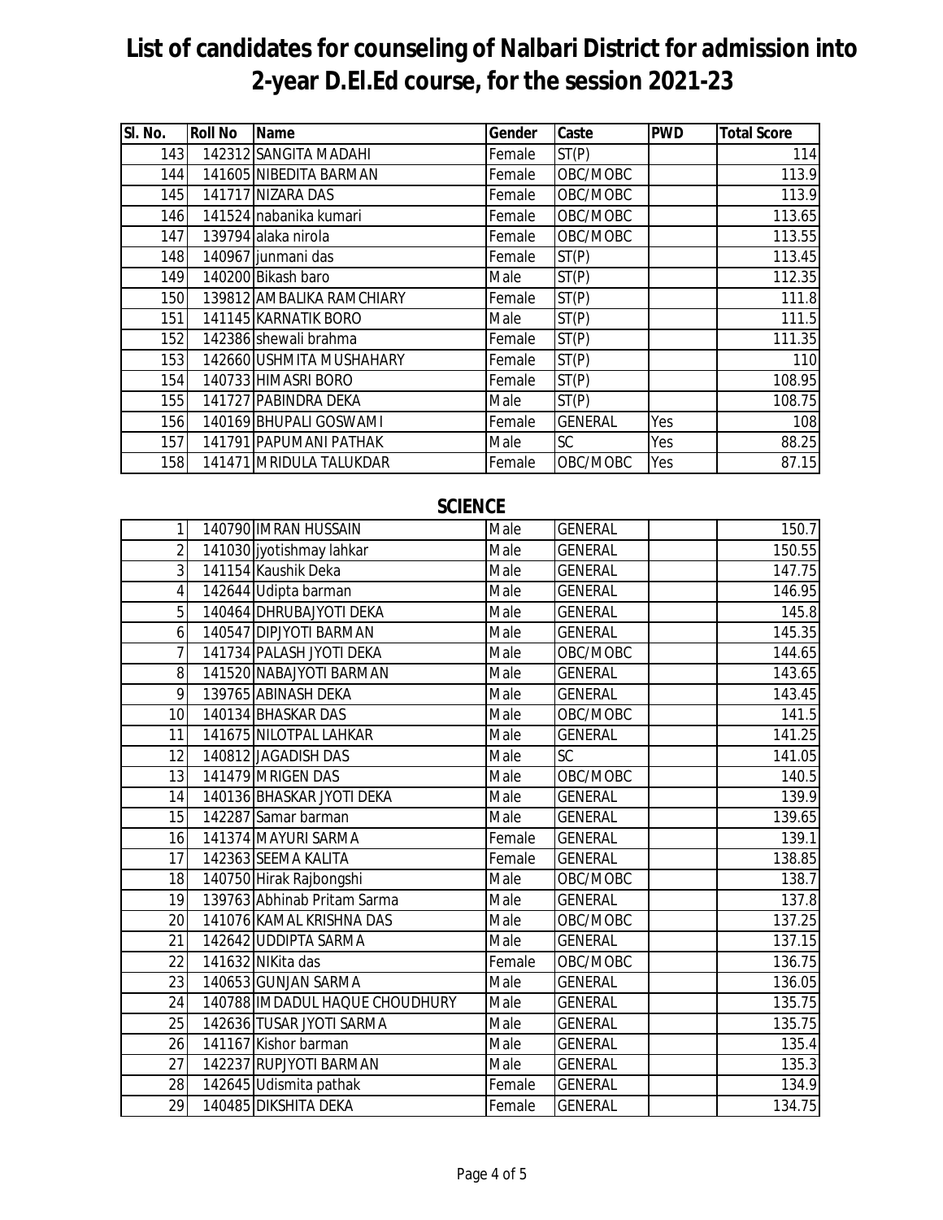# List of candidates for counseling of Nalbari District for admission into 2-year D.El.Ed course, for the session 2021-23

| Sl. No. | Roll No | Name | Gender | Caste | PWD | Total Score |
|---|---|---|---|---|---|---|
| 143 | 142312 | SANGITA MADAHI | Female | ST(P) | | 114 |
| 144 | 141605 | NIBEDITA BARMAN | Female | OBC/MOBC | | 113.9 |
| 145 | 141717 | NIZARA DAS | Female | OBC/MOBC | | 113.9 |
| 146 | 141524 | nabanika kumari | Female | OBC/MOBC | | 113.65 |
| 147 | 139794 | alaka nirola | Female | OBC/MOBC | | 113.55 |
| 148 | 140967 | junmani das | Female | ST(P) | | 113.45 |
| 149 | 140200 | Bikash baro | Male | ST(P) | | 112.35 |
| 150 | 139812 | AMBALIKA RAMCHIARY | Female | ST(P) | | 111.8 |
| 151 | 141145 | KARNATIK BORO | Male | ST(P) | | 111.5 |
| 152 | 142386 | shewali brahma | Female | ST(P) | | 111.35 |
| 153 | 142660 | USHMITA MUSHAHARY | Female | ST(P) | | 110 |
| 154 | 140733 | HIMASRI BORO | Female | ST(P) | | 108.95 |
| 155 | 141727 | PABINDRA DEKA | Male | ST(P) | | 108.75 |
| 156 | 140169 | BHUPALI GOSWAMI | Female | GENERAL | Yes | 108 |
| 157 | 141791 | PAPUMANI PATHAK | Male | SC | Yes | 88.25 |
| 158 | 141471 | MRIDULA TALUKDAR | Female | OBC/MOBC | Yes | 87.15 |

## SCIENCE

| Sl. No. | Roll No | Name | Gender | Caste | PWD | Total Score |
|---|---|---|---|---|---|---|
| 1 | 140790 | IMRAN HUSSAIN | Male | GENERAL | | 150.7 |
| 2 | 141030 | jyotishmay lahkar | Male | GENERAL | | 150.55 |
| 3 | 141154 | Kaushik Deka | Male | GENERAL | | 147.75 |
| 4 | 142644 | Udipta barman | Male | GENERAL | | 146.95 |
| 5 | 140464 | DHRUBAJYOTI DEKA | Male | GENERAL | | 145.8 |
| 6 | 140547 | DIPJYOTI BARMAN | Male | GENERAL | | 145.35 |
| 7 | 141734 | PALASH JYOTI DEKA | Male | OBC/MOBC | | 144.65 |
| 8 | 141520 | NABAJYOTI BARMAN | Male | GENERAL | | 143.65 |
| 9 | 139765 | ABINASH DEKA | Male | GENERAL | | 143.45 |
| 10 | 140134 | BHASKAR DAS | Male | OBC/MOBC | | 141.5 |
| 11 | 141675 | NILOTPAL LAHKAR | Male | GENERAL | | 141.25 |
| 12 | 140812 | JAGADISH DAS | Male | SC | | 141.05 |
| 13 | 141479 | MRIGEN DAS | Male | OBC/MOBC | | 140.5 |
| 14 | 140136 | BHASKAR JYOTI DEKA | Male | GENERAL | | 139.9 |
| 15 | 142287 | Samar barman | Male | GENERAL | | 139.65 |
| 16 | 141374 | MAYURI SARMA | Female | GENERAL | | 139.1 |
| 17 | 142363 | SEEMA KALITA | Female | GENERAL | | 138.85 |
| 18 | 140750 | Hirak Rajbongshi | Male | OBC/MOBC | | 138.7 |
| 19 | 139763 | Abhinab Pritam Sarma | Male | GENERAL | | 137.8 |
| 20 | 141076 | KAMAL KRISHNA DAS | Male | OBC/MOBC | | 137.25 |
| 21 | 142642 | UDDIPTA SARMA | Male | GENERAL | | 137.15 |
| 22 | 141632 | NIKita das | Female | OBC/MOBC | | 136.75 |
| 23 | 140653 | GUNJAN SARMA | Male | GENERAL | | 136.05 |
| 24 | 140788 | IMDADUL HAQUE CHOUDHURY | Male | GENERAL | | 135.75 |
| 25 | 142636 | TUSAR JYOTI SARMA | Male | GENERAL | | 135.75 |
| 26 | 141167 | Kishor barman | Male | GENERAL | | 135.4 |
| 27 | 142237 | RUPJYOTI BARMAN | Male | GENERAL | | 135.3 |
| 28 | 142645 | Udismita pathak | Female | GENERAL | | 134.9 |
| 29 | 140485 | DIKSHITA DEKA | Female | GENERAL | | 134.75 |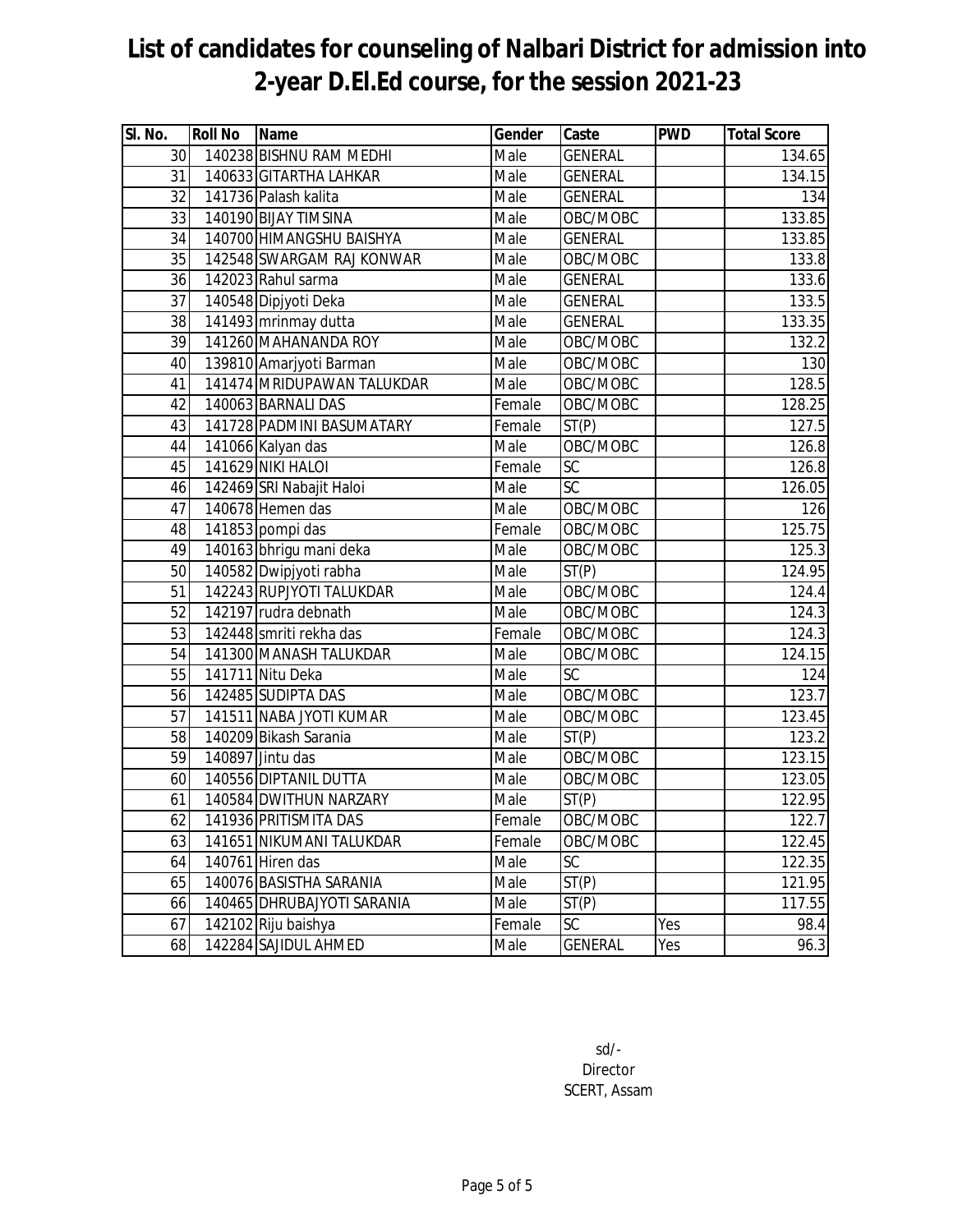# List of candidates for counseling of Nalbari District for admission into 2-year D.El.Ed course, for the session 2021-23

| Sl. No. | Roll No | Name | Gender | Caste | PWD | Total Score |
|---|---|---|---|---|---|---|
| 30 | 140238 | BISHNU RAM MEDHI | Male | GENERAL | | 134.65 |
| 31 | 140633 | GITARTHA LAHKAR | Male | GENERAL | | 134.15 |
| 32 | 141736 | Palash kalita | Male | GENERAL | | 134 |
| 33 | 140190 | BIJAY TIMSINA | Male | OBC/MOBC | | 133.85 |
| 34 | 140700 | HIMANGSHU BAISHYA | Male | GENERAL | | 133.85 |
| 35 | 142548 | SWARGAM RAJ KONWAR | Male | OBC/MOBC | | 133.8 |
| 36 | 142023 | Rahul sarma | Male | GENERAL | | 133.6 |
| 37 | 140548 | Dipjyoti Deka | Male | GENERAL | | 133.5 |
| 38 | 141493 | mrinmay dutta | Male | GENERAL | | 133.35 |
| 39 | 141260 | MAHANANDA ROY | Male | OBC/MOBC | | 132.2 |
| 40 | 139810 | Amarjyoti Barman | Male | OBC/MOBC | | 130 |
| 41 | 141474 | MRIDUPAWAN TALUKDAR | Male | OBC/MOBC | | 128.5 |
| 42 | 140063 | BARNALI DAS | Female | OBC/MOBC | | 128.25 |
| 43 | 141728 | PADMINI BASUMATARY | Female | ST(P) | | 127.5 |
| 44 | 141066 | Kalyan das | Male | OBC/MOBC | | 126.8 |
| 45 | 141629 | NIKI HALOI | Female | SC | | 126.8 |
| 46 | 142469 | SRI Nabajit Haloi | Male | SC | | 126.05 |
| 47 | 140678 | Hemen das | Male | OBC/MOBC | | 126 |
| 48 | 141853 | pompi das | Female | OBC/MOBC | | 125.75 |
| 49 | 140163 | bhrigu mani deka | Male | OBC/MOBC | | 125.3 |
| 50 | 140582 | Dwipjyoti rabha | Male | ST(P) | | 124.95 |
| 51 | 142243 | RUPJYOTI TALUKDAR | Male | OBC/MOBC | | 124.4 |
| 52 | 142197 | rudra debnath | Male | OBC/MOBC | | 124.3 |
| 53 | 142448 | smriti rekha das | Female | OBC/MOBC | | 124.3 |
| 54 | 141300 | MANASH TALUKDAR | Male | OBC/MOBC | | 124.15 |
| 55 | 141711 | Nitu Deka | Male | SC | | 124 |
| 56 | 142485 | SUDIPTA DAS | Male | OBC/MOBC | | 123.7 |
| 57 | 141511 | NABA JYOTI KUMAR | Male | OBC/MOBC | | 123.45 |
| 58 | 140209 | Bikash Sarania | Male | ST(P) | | 123.2 |
| 59 | 140897 | Jintu das | Male | OBC/MOBC | | 123.15 |
| 60 | 140556 | DIPTANIL DUTTA | Male | OBC/MOBC | | 123.05 |
| 61 | 140584 | DWITHUN NARZARY | Male | ST(P) | | 122.95 |
| 62 | 141936 | PRITISMITA DAS | Female | OBC/MOBC | | 122.7 |
| 63 | 141651 | NIKUMANI TALUKDAR | Female | OBC/MOBC | | 122.45 |
| 64 | 140761 | Hiren das | Male | SC | | 122.35 |
| 65 | 140076 | BASISTHA SARANIA | Male | ST(P) | | 121.95 |
| 66 | 140465 | DHRUBAJYOTI SARANIA | Male | ST(P) | | 117.55 |
| 67 | 142102 | Riju baishya | Female | SC | Yes | 98.4 |
| 68 | 142284 | SAJIDUL AHMED | Male | GENERAL | Yes | 96.3 |

sd/-
Director
SCERT, Assam